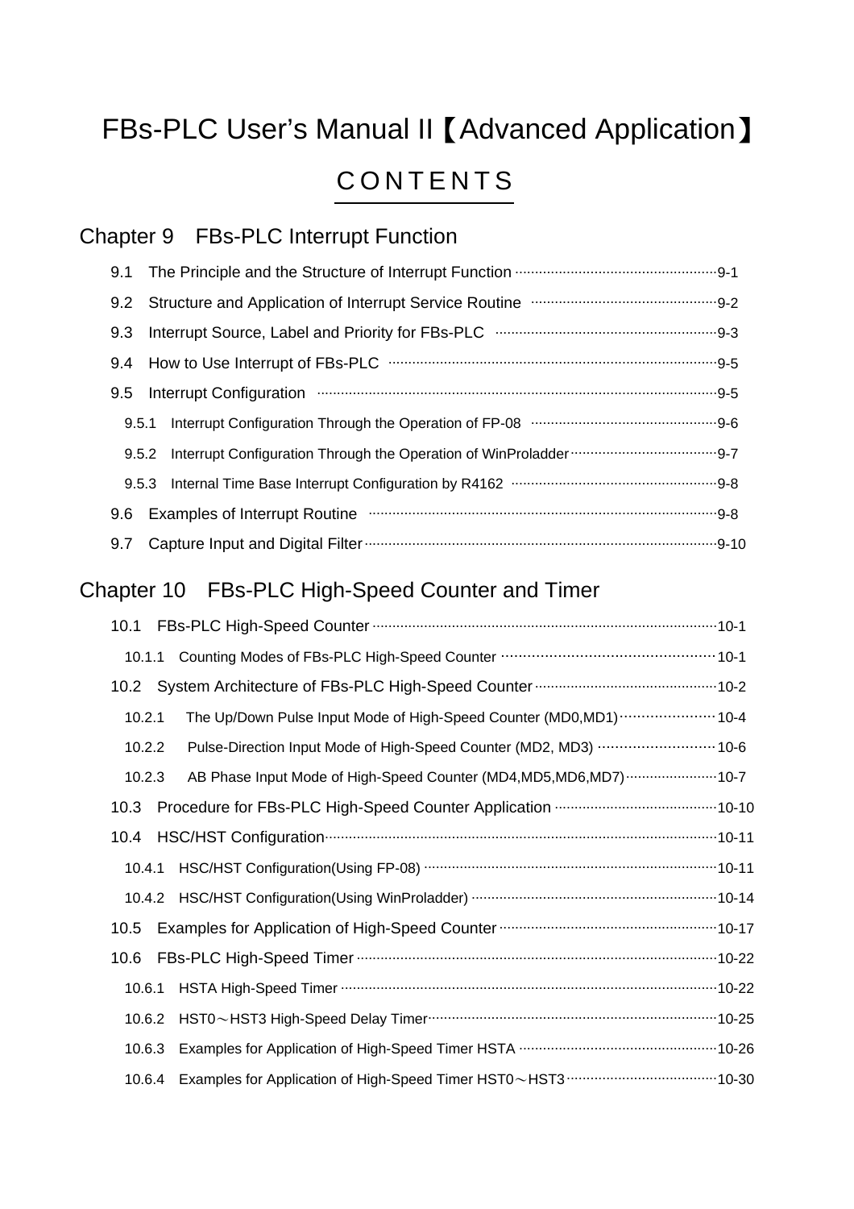# FBs-PLC User's Manual II【Advanced Application】

## CONTENTS

### Chapter 9　FBs-PLC Interrupt Function

- 9.1　The Principle and the Structure of Interrupt Function ········· 9-1
- 9.2　Structure and Application of Interrupt Service Routine ········· 9-2
- 9.3　Interrupt Source, Label and Priority for FBs-PLC ········· 9-3
- 9.4　How to Use Interrupt of FBs-PLC ········· 9-5
- 9.5　Interrupt Configuration ········· 9-5
  - 9.5.1　Interrupt Configuration Through the Operation of FP-08 ········· 9-6
  - 9.5.2　Interrupt Configuration Through the Operation of WinProladder ········· 9-7
  - 9.5.3　Internal Time Base Interrupt Configuration by R4162 ········· 9-8
- 9.6　Examples of Interrupt Routine ········· 9-8
- 9.7　Capture Input and Digital Filter ········· 9-10

### Chapter 10　FBs-PLC High-Speed Counter and Timer

- 10.1　FBs-PLC High-Speed Counter ········· 10-1
  - 10.1.1　Counting Modes of FBs-PLC High-Speed Counter ········· 10-1
- 10.2　System Architecture of FBs-PLC High-Speed Counter ········· 10-2
  - 10.2.1　The Up/Down Pulse Input Mode of High-Speed Counter (MD0,MD1) ········· 10-4
  - 10.2.2　Pulse-Direction Input Mode of High-Speed Counter (MD2, MD3) ········· 10-6
  - 10.2.3　AB Phase Input Mode of High-Speed Counter (MD4,MD5,MD6,MD7) ········· 10-7
- 10.3　Procedure for FBs-PLC High-Speed Counter Application ········· 10-10
- 10.4　HSC/HST Configuration ········· 10-11
  - 10.4.1　HSC/HST Configuration(Using FP-08) ········· 10-11
  - 10.4.2　HSC/HST Configuration(Using WinProladder) ········· 10-14
- 10.5　Examples for Application of High-Speed Counter ········· 10-17
- 10.6　FBs-PLC High-Speed Timer ········· 10-22
  - 10.6.1　HSTA High-Speed Timer ········· 10-22
  - 10.6.2　HST0～HST3 High-Speed Delay Timer ········· 10-25
  - 10.6.3　Examples for Application of High-Speed Timer HSTA ········· 10-26
  - 10.6.4　Examples for Application of High-Speed Timer HST0～HST3 ········· 10-30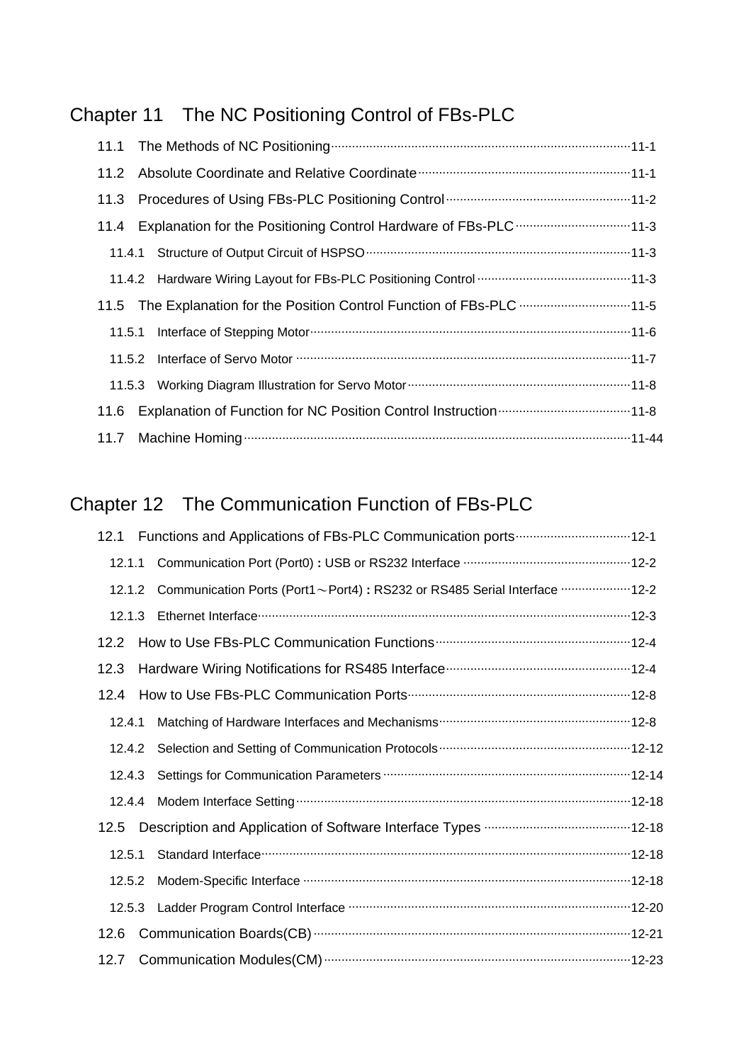## Chapter 11　The NC Positioning Control of FBs-PLC

11.1　The Methods of NC Positioning ········································································ 11-1

11.2　Absolute Coordinate and Relative Coordinate ···················································· 11-1

11.3　Procedures of Using FBs-PLC Positioning Control ·············································· 11-2

11.4　Explanation for the Positioning Control Hardware of FBs-PLC ······························· 11-3

　11.4.1　Structure of Output Circuit of HSPSO ······························································ 11-3

　11.4.2　Hardware Wiring Layout for FBs-PLC Positioning Control ······································· 11-3

11.5　The Explanation for the Position Control Function of FBs-PLC ······························· 11-5

　11.5.1　Interface of Stepping Motor ·············································································· 11-6

　11.5.2　Interface of Servo Motor ················································································ 11-7

　11.5.3　Working Diagram Illustration for Servo Motor ······················································ 11-8

11.6　Explanation of Function for NC Position Control Instruction ···································· 11-8

11.7　Machine Homing ····························································································· 11-44

## Chapter 12　The Communication Function of FBs-PLC

12.1　Functions and Applications of FBs-PLC Communication ports ······························· 12-1

　12.1.1　Communication Port (Port0) : USB or RS232 Interface ············································ 12-2

　12.1.2　Communication Ports (Port1～Port4) : RS232 or RS485 Serial Interface ····················· 12-2

　12.1.3　Ethernet Interface ··························································································· 12-3

12.2　How to Use FBs-PLC Communication Functions ················································ 12-4

12.3　Hardware Wiring Notifications for RS485 Interface ··············································· 12-4

12.4　How to Use FBs-PLC Communication Ports ······················································· 12-8

　12.4.1　Matching of Hardware Interfaces and Mechanisms ················································ 12-8

　12.4.2　Selection and Setting of Communication Protocols ················································ 12-12

　12.4.3　Settings for Communication Parameters ····························································· 12-14

　12.4.4　Modem Interface Setting ················································································· 12-18

12.5　Description and Application of Software Interface Types ······································· 12-18

　12.5.1　Standard Interface ························································································· 12-18

　12.5.2　Modem-Specific Interface ················································································ 12-18

　12.5.3　Ladder Program Control Interface ····································································· 12-20

12.6　Communication Boards(CB) ············································································· 12-21

12.7　Communication Modules(CM) ·········································································· 12-23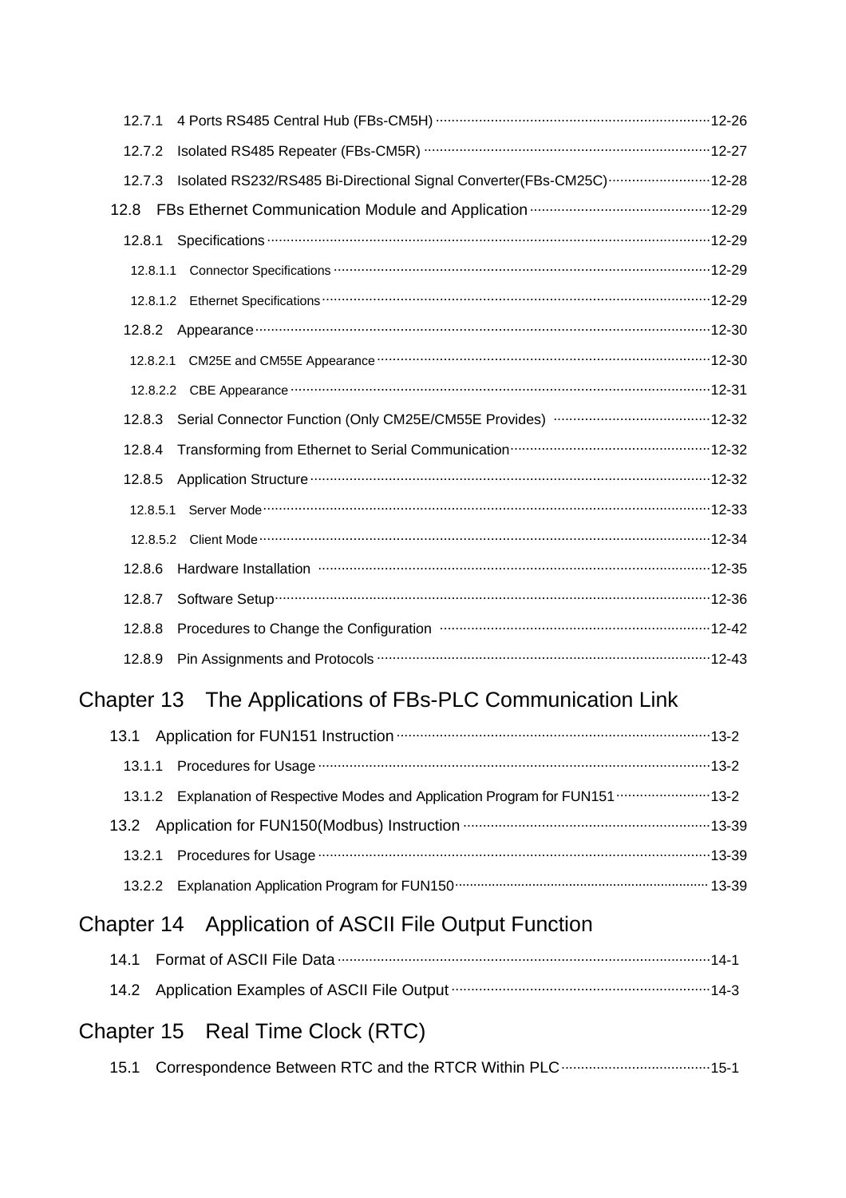12.7.1 4 Ports RS485 Central Hub (FBs-CM5H) ........ 12-26

12.7.2 Isolated RS485 Repeater (FBs-CM5R) ........ 12-27

12.7.3 Isolated RS232/RS485 Bi-Directional Signal Converter(FBs-CM25C) ........ 12-28

12.8 FBs Ethernet Communication Module and Application ........ 12-29

12.8.1 Specifications ........ 12-29

12.8.1.1 Connector Specifications ........ 12-29

12.8.1.2 Ethernet Specifications ........ 12-29

12.8.2 Appearance ........ 12-30

12.8.2.1 CM25E and CM55E Appearance ........ 12-30

12.8.2.2 CBE Appearance ........ 12-31

12.8.3 Serial Connector Function (Only CM25E/CM55E Provides) ........ 12-32

12.8.4 Transforming from Ethernet to Serial Communication ........ 12-32

12.8.5 Application Structure ........ 12-32

12.8.5.1 Server Mode ........ 12-33

12.8.5.2 Client Mode ........ 12-34

12.8.6 Hardware Installation ........ 12-35

12.8.7 Software Setup ........ 12-36

12.8.8 Procedures to Change the Configuration ........ 12-42

12.8.9 Pin Assignments and Protocols ........ 12-43

## Chapter 13 The Applications of FBs-PLC Communication Link

13.1 Application for FUN151 Instruction ........ 13-2

13.1.1 Procedures for Usage ........ 13-2

13.1.2 Explanation of Respective Modes and Application Program for FUN151 ........ 13-2

13.2 Application for FUN150(Modbus) Instruction ........ 13-39

13.2.1 Procedures for Usage ........ 13-39

13.2.2 Explanation Application Program for FUN150 ........ 13-39

## Chapter 14 Application of ASCII File Output Function

14.1 Format of ASCII File Data ........ 14-1

14.2 Application Examples of ASCII File Output ........ 14-3

## Chapter 15 Real Time Clock (RTC)

15.1 Correspondence Between RTC and the RTCR Within PLC ........ 15-1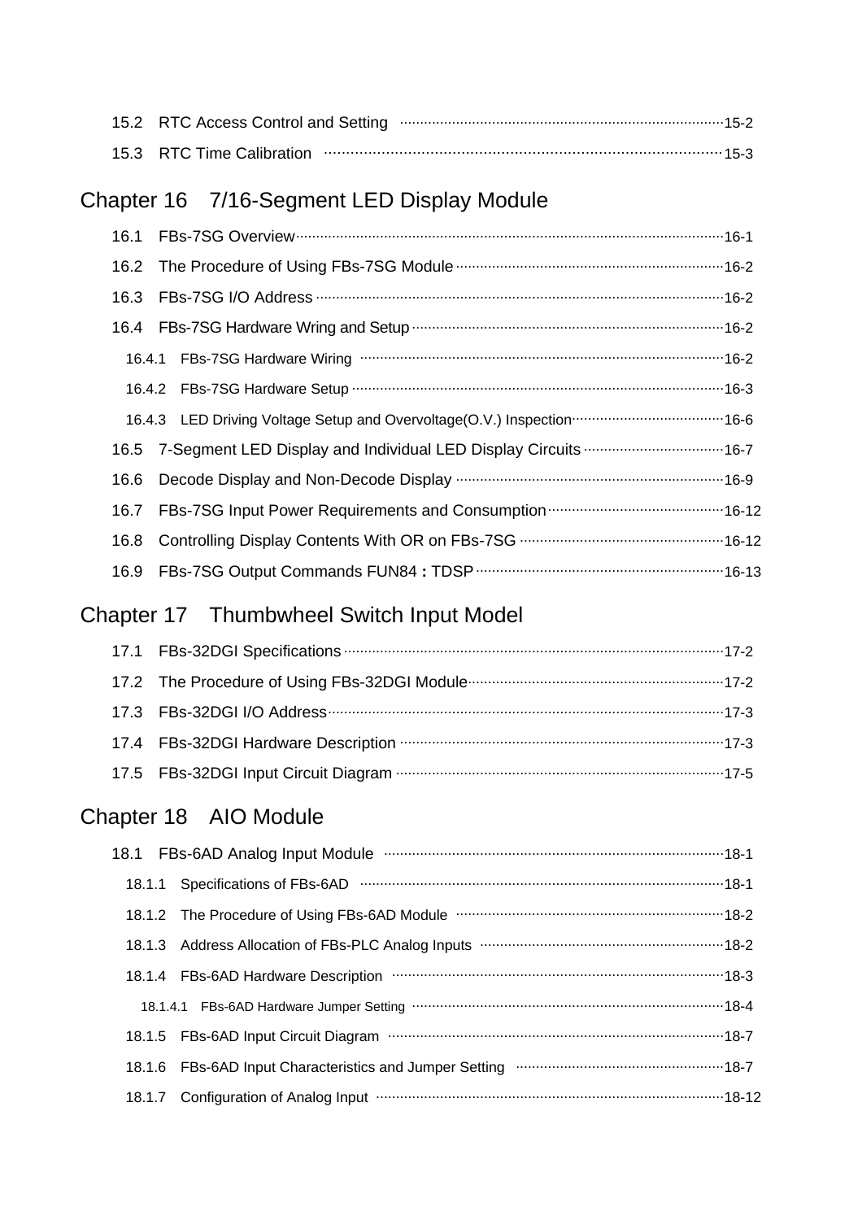15.2　RTC Access Control and Setting ……………………………………………………………15-2

15.3　RTC Time Calibration ……………………………………………………………………15-3

## Chapter 16　7/16-Segment LED Display Module

16.1　FBs-7SG Overview……………………………………………………………………………16-1

16.2　The Procedure of Using FBs-7SG Module…………………………………………………16-2

16.3　FBs-7SG I/O Address ………………………………………………………………………16-2

16.4　FBs-7SG Hardware Wring and Setup………………………………………………………16-2

16.4.1　FBs-7SG Hardware Wiring ……………………………………………………………16-2

16.4.2　FBs-7SG Hardware Setup ……………………………………………………………16-3

16.4.3　LED Driving Voltage Setup and Overvoltage(O.V.) Inspection…………………………16-6

16.5　7-Segment LED Display and Individual LED Display Circuits ……………………………16-7

16.6　Decode Display and Non-Decode Display …………………………………………………16-9

16.7　FBs-7SG Input Power Requirements and Consumption……………………………………16-12

16.8　Controlling Display Contents With OR on FBs-7SG ………………………………………16-12

16.9　FBs-7SG Output Commands FUN84 : TDSP………………………………………………16-13

## Chapter 17　Thumbwheel Switch Input Model

17.1　FBs-32DGI Specifications……………………………………………………………………17-2

17.2　The Procedure of Using FBs-32DGI Module………………………………………………17-2

17.3　FBs-32DGI I/O Address………………………………………………………………………17-3

17.4　FBs-32DGI Hardware Description …………………………………………………………17-3

17.5　FBs-32DGI Input Circuit Diagram …………………………………………………………17-5

## Chapter 18　AIO Module

18.1　FBs-6AD Analog Input Module ………………………………………………………………18-1

18.1.1　Specifications of FBs-6AD ……………………………………………………………18-1

18.1.2　The Procedure of Using FBs-6AD Module ……………………………………………18-2

18.1.3　Address Allocation of FBs-PLC Analog Inputs ………………………………………18-2

18.1.4　FBs-6AD Hardware Description ………………………………………………………18-3

18.1.4.1　FBs-6AD Hardware Jumper Setting ………………………………………………18-4

18.1.5　FBs-6AD Input Circuit Diagram ………………………………………………………18-7

18.1.6　FBs-6AD Input Characteristics and Jumper Setting …………………………………18-7

18.1.7　Configuration of Analog Input …………………………………………………………18-12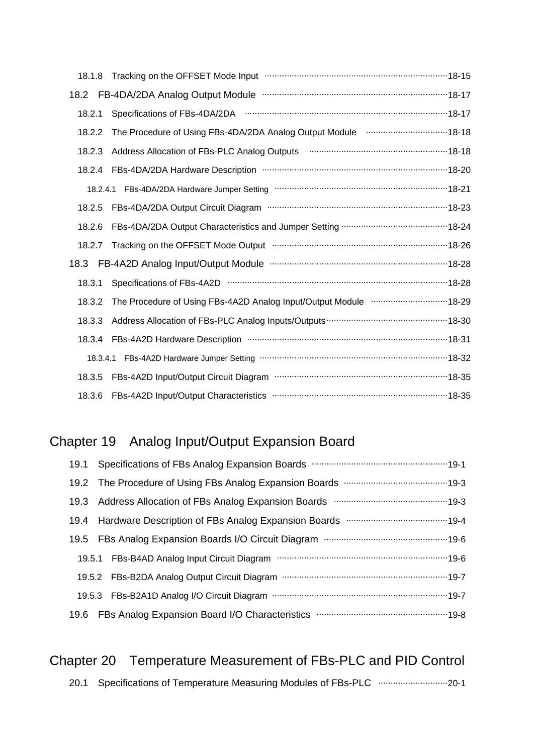18.1.8　Tracking on the OFFSET Mode Input ········································ 18-15

18.2　FB-4DA/2DA Analog Output Module ········································ 18-17

18.2.1　Specifications of FBs-4DA/2DA ········································ 18-17

18.2.2　The Procedure of Using FBs-4DA/2DA Analog Output Module ········································ 18-18

18.2.3　Address Allocation of FBs-PLC Analog Outputs ········································ 18-18

18.2.4　FBs-4DA/2DA Hardware Description ········································ 18-20

18.2.4.1　FBs-4DA/2DA Hardware Jumper Setting ········································ 18-21

18.2.5　FBs-4DA/2DA Output Circuit Diagram ········································ 18-23

18.2.6　FBs-4DA/2DA Output Characteristics and Jumper Setting ········································ 18-24

18.2.7　Tracking on the OFFSET Mode Output ········································ 18-26

18.3　FB-4A2D Analog Input/Output Module ········································ 18-28

18.3.1　Specifications of FBs-4A2D ········································ 18-28

18.3.2　The Procedure of Using FBs-4A2D Analog Input/Output Module ········································ 18-29

18.3.3　Address Allocation of FBs-PLC Analog Inputs/Outputs ········································ 18-30

18.3.4　FBs-4A2D Hardware Description ········································ 18-31

18.3.4.1　FBs-4A2D Hardware Jumper Setting ········································ 18-32

18.3.5　FBs-4A2D Input/Output Circuit Diagram ········································ 18-35

18.3.6　FBs-4A2D Input/Output Characteristics ········································ 18-35

## Chapter 19　Analog Input/Output Expansion Board

19.1　Specifications of FBs Analog Expansion Boards ········································ 19-1

19.2　The Procedure of Using FBs Analog Expansion Boards ········································ 19-3

19.3　Address Allocation of FBs Analog Expansion Boards ········································ 19-3

19.4　Hardware Description of FBs Analog Expansion Boards ········································ 19-4

19.5　FBs Analog Expansion Boards I/O Circuit Diagram ········································ 19-6

19.5.1　FBs-B4AD Analog Input Circuit Diagram ········································ 19-6

19.5.2　FBs-B2DA Analog Output Circuit Diagram ········································ 19-7

19.5.3　FBs-B2A1D Analog I/O Circuit Diagram ········································ 19-7

19.6　FBs Analog Expansion Board I/O Characteristics ········································ 19-8

## Chapter 20　Temperature Measurement of FBs-PLC and PID Control

20.1　Specifications of Temperature Measuring Modules of FBs-PLC ········································ 20-1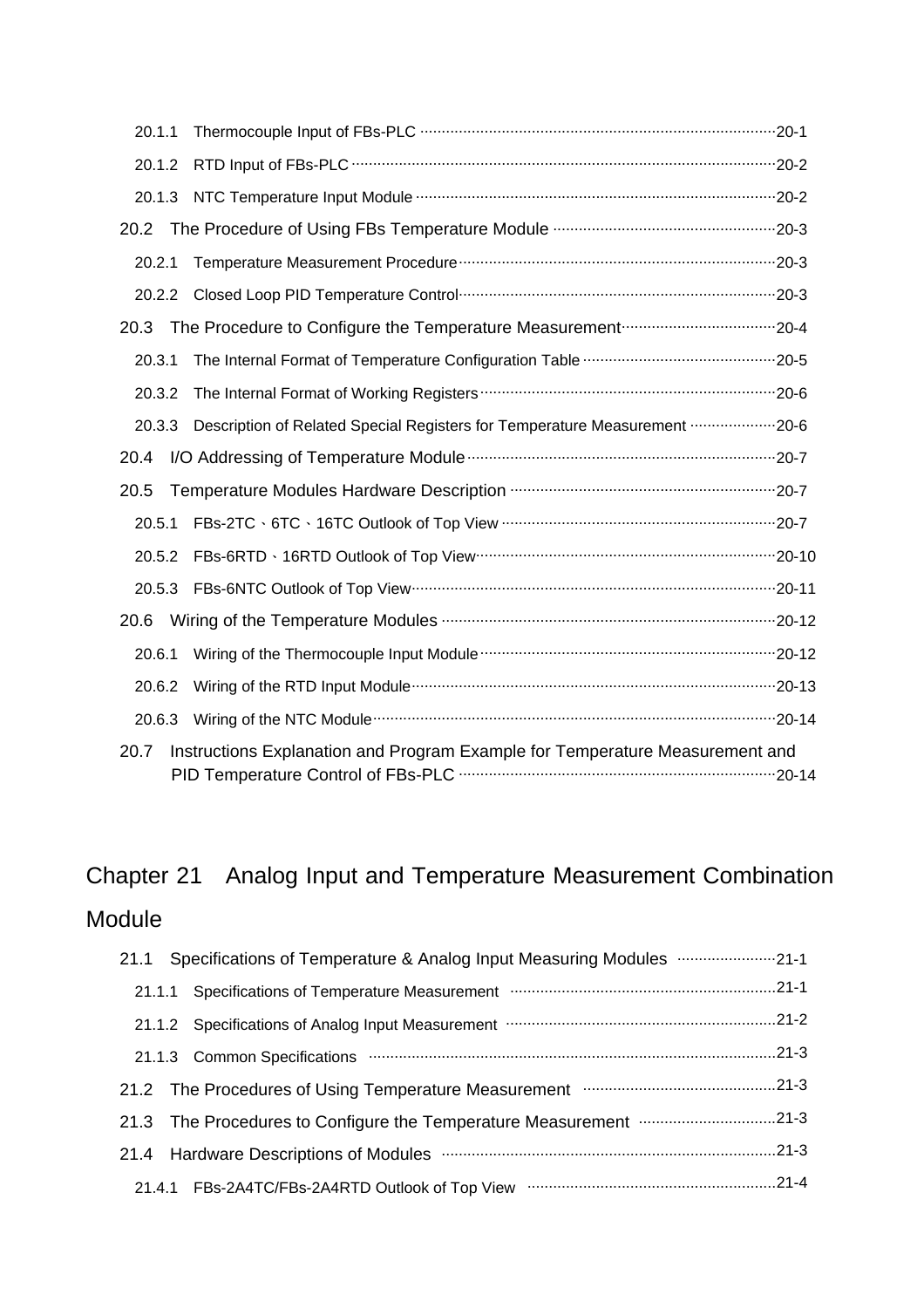20.1.1 Thermocouple Input of FBs-PLC ··· 20-1

20.1.2 RTD Input of FBs-PLC ··· 20-2

20.1.3 NTC Temperature Input Module ··· 20-2

20.2 The Procedure of Using FBs Temperature Module ··· 20-3

20.2.1 Temperature Measurement Procedure ··· 20-3

20.2.2 Closed Loop PID Temperature Control ··· 20-3

20.3 The Procedure to Configure the Temperature Measurement ··· 20-4

20.3.1 The Internal Format of Temperature Configuration Table ··· 20-5

20.3.2 The Internal Format of Working Registers ··· 20-6

20.3.3 Description of Related Special Registers for Temperature Measurement ··· 20-6

20.4 I/O Addressing of Temperature Module ··· 20-7

20.5 Temperature Modules Hardware Description ··· 20-7

20.5.1 FBs-2TC、6TC、16TC Outlook of Top View ··· 20-7

20.5.2 FBs-6RTD、16RTD Outlook of Top View ··· 20-10

20.5.3 FBs-6NTC Outlook of Top View ··· 20-11

20.6 Wiring of the Temperature Modules ··· 20-12

20.6.1 Wiring of the Thermocouple Input Module ··· 20-12

20.6.2 Wiring of the RTD Input Module ··· 20-13

20.6.3 Wiring of the NTC Module ··· 20-14

20.7 Instructions Explanation and Program Example for Temperature Measurement and PID Temperature Control of FBs-PLC ··· 20-14

## Chapter 21 Analog Input and Temperature Measurement Combination Module

21.1 Specifications of Temperature & Analog Input Measuring Modules ··· 21-1

21.1.1 Specifications of Temperature Measurement ··· 21-1

21.1.2 Specifications of Analog Input Measurement ··· 21-2

21.1.3 Common Specifications ··· 21-3

21.2 The Procedures of Using Temperature Measurement ··· 21-3

21.3 The Procedures to Configure the Temperature Measurement ··· 21-3

21.4 Hardware Descriptions of Modules ··· 21-3

21.4.1 FBs-2A4TC/FBs-2A4RTD Outlook of Top View ··· 21-4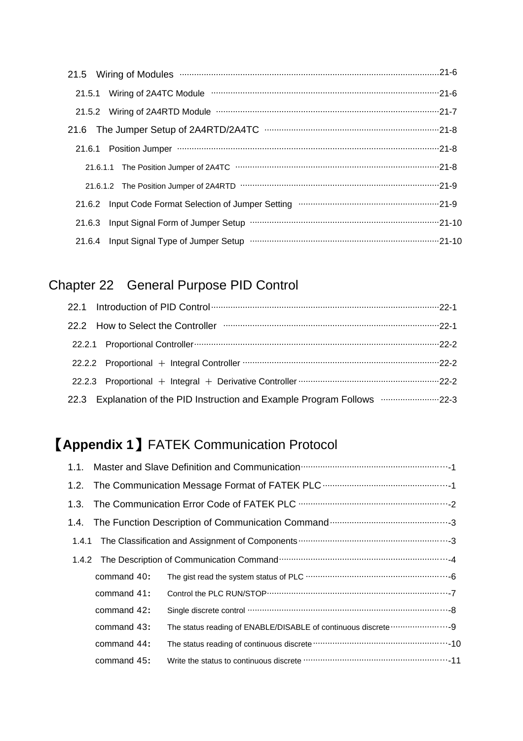21.5　Wiring of Modules ……………………………………………………………21-6

21.5.1　Wiring of 2A4TC Module ……………………………………………………21-6

21.5.2　Wiring of 2A4RTD Module …………………………………………………21-7

21.6　The Jumper Setup of 2A4RTD/2A4TC ……………………………………21-8

21.6.1　Position Jumper ………………………………………………………………21-8

21.6.1.1　The Position Jumper of 2A4TC ………………………………………21-8

21.6.1.2　The Position Jumper of 2A4RTD ……………………………………21-9

21.6.2　Input Code Format Selection of Jumper Setting ……………………21-9

21.6.3　Input Signal Form of Jumper Setup ……………………………………21-10

21.6.4　Input Signal Type of Jumper Setup ……………………………………21-10

## Chapter 22　General Purpose PID Control

22.1　Introduction of PID Control……………………………………………………22-1

22.2　How to Select the Controller …………………………………………………22-1

22.2.1　Proportional Controller………………………………………………………22-2

22.2.2　Proportional ＋ Integral Controller ………………………………………22-2

22.2.3　Proportional ＋ Integral ＋ Derivative Controller ………………………22-2

22.3　Explanation of the PID Instruction and Example Program Follows ……22-3

## 【Appendix 1】FATEK Communication Protocol

1.1.　Master and Slave Definition and Communication……………………………-1

1.2.　The Communication Message Format of FATEK PLC ………………………-1

1.3.　The Communication Error Code of FATEK PLC ………………………………-2

1.4.　The Function Description of Communication Command……………………-3

1.4.1　The Classification and Assignment of Components…………………………-3

1.4.2　The Description of Communication Command………………………………-4

command 40:　The gist read the system status of PLC ………………………………-6

command 41:　Control the PLC RUN/STOP…………………………………………-7

command 42:　Single discrete control …………………………………………………-8

command 43:　The status reading of ENABLE/DISABLE of continuous discrete ……-9

command 44:　The status reading of continuous discrete ……………………………-10

command 45:　Write the status to continuous discrete ………………………………-11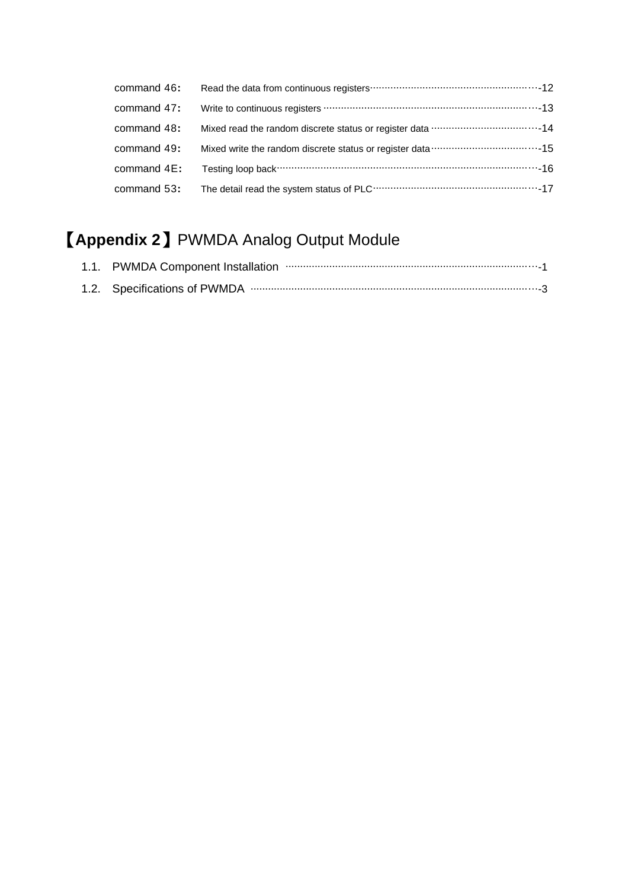command 46: Read the data from continuous registers……………………………………………………-12

command 47: Write to continuous registers ……………………………………………………………-13

command 48: Mixed read the random discrete status or register data ………………………………-14

command 49: Mixed write the random discrete status or register data………………………………-15

command 4E: Testing loop back…………………………………………………………………………-16

command 53: The detail read the system status of PLC……………………………………………………-17

## 【Appendix 2】PWMDA Analog Output Module

1.1. PWMDA Component Installation ……………………………………………………………………-1

1.2. Specifications of PWMDA ……………………………………………………………………………-3